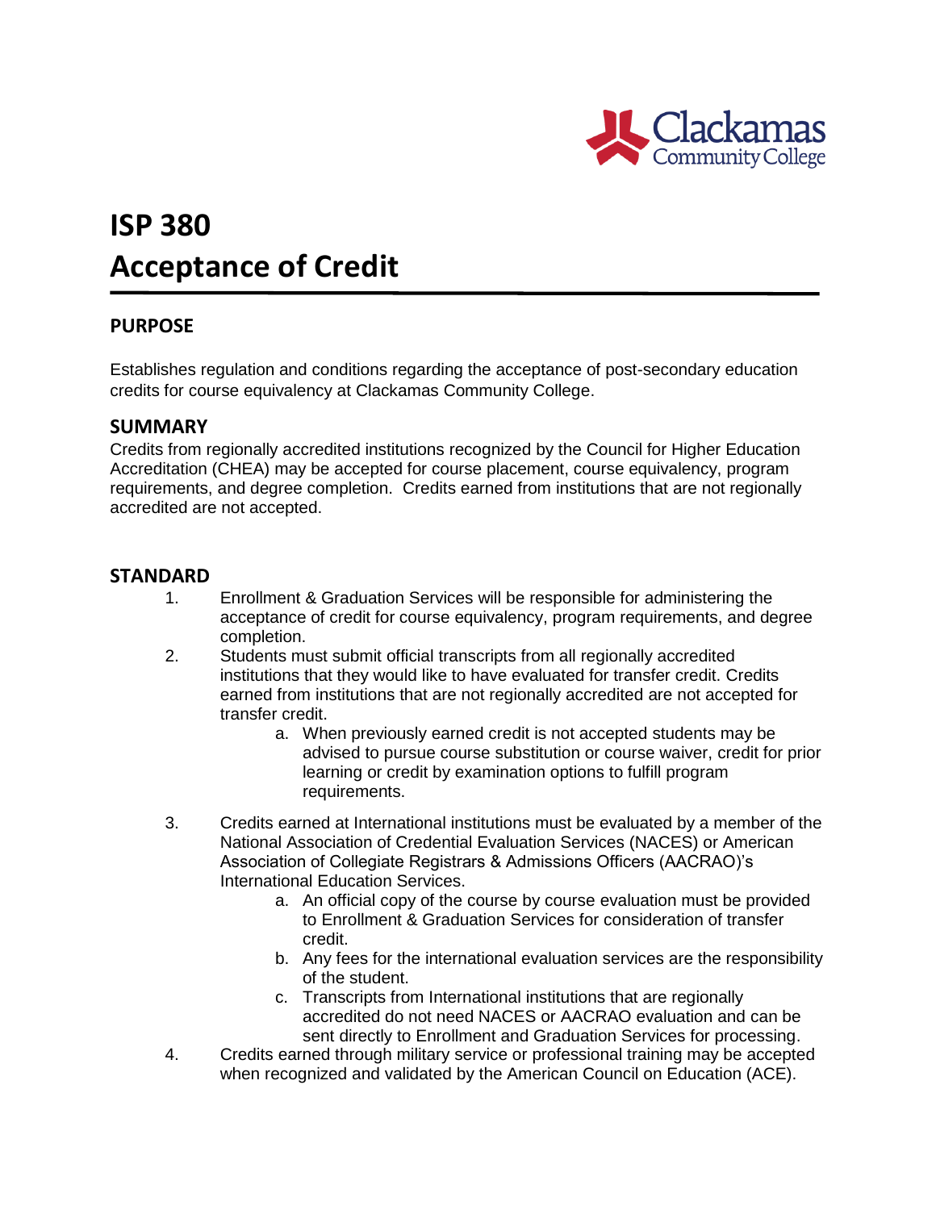# ISP 380
# Acceptance of Credit

## PURPOSE

Establishes regulation and conditions regarding the acceptance of post-secondary education credits for course equivalency at Clackamas Community College.

## SUMMARY

Credits from regionally accredited institutions recognized by the Council for Higher Education Accreditation (CHEA) may be accepted for course placement, course equivalency, program requirements, and degree completion. Credits earned from institutions that are not regionally accredited are not accepted.

## STANDARD

1. Enrollment & Graduation Services will be responsible for administering the acceptance of credit for course equivalency, program requirements, and degree completion.
2. Students must submit official transcripts from all regionally accredited institutions that they would like to have evaluated for transfer credit. Credits earned from institutions that are not regionally accredited are not accepted for transfer credit.
   a. When previously earned credit is not accepted students may be advised to pursue course substitution or course waiver, credit for prior learning or credit by examination options to fulfill program requirements.
3. Credits earned at International institutions must be evaluated by a member of the National Association of Credential Evaluation Services (NACES) or American Association of Collegiate Registrars & Admissions Officers (AACRAO)'s International Education Services.
   a. An official copy of the course by course evaluation must be provided to Enrollment & Graduation Services for consideration of transfer credit.
   b. Any fees for the international evaluation services are the responsibility of the student.
   c. Transcripts from International institutions that are regionally accredited do not need NACES or AACRAO evaluation and can be sent directly to Enrollment and Graduation Services for processing.
4. Credits earned through military service or professional training may be accepted when recognized and validated by the American Council on Education (ACE).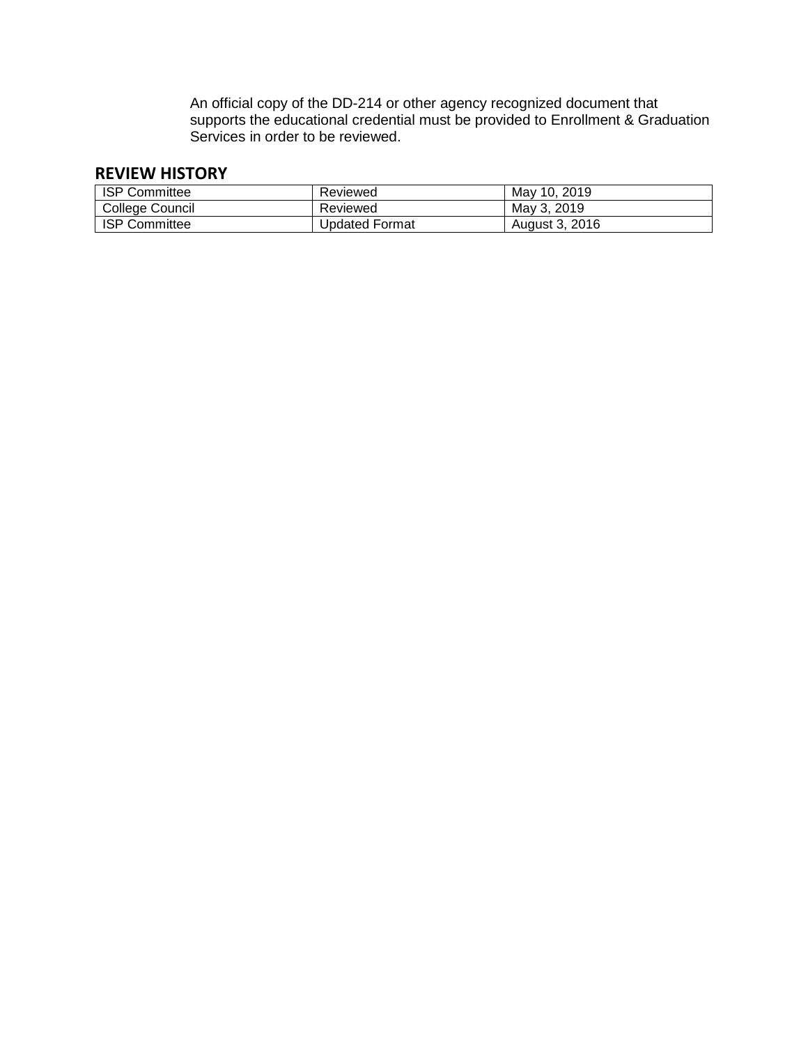An official copy of the DD-214 or other agency recognized document that supports the educational credential must be provided to Enrollment & Graduation Services in order to be reviewed.

## REVIEW HISTORY

| | | |
|---|---|---|
| ISP Committee | Reviewed | May 10, 2019 |
| College Council | Reviewed | May 3, 2019 |
| ISP Committee | Updated Format | August 3, 2016 |